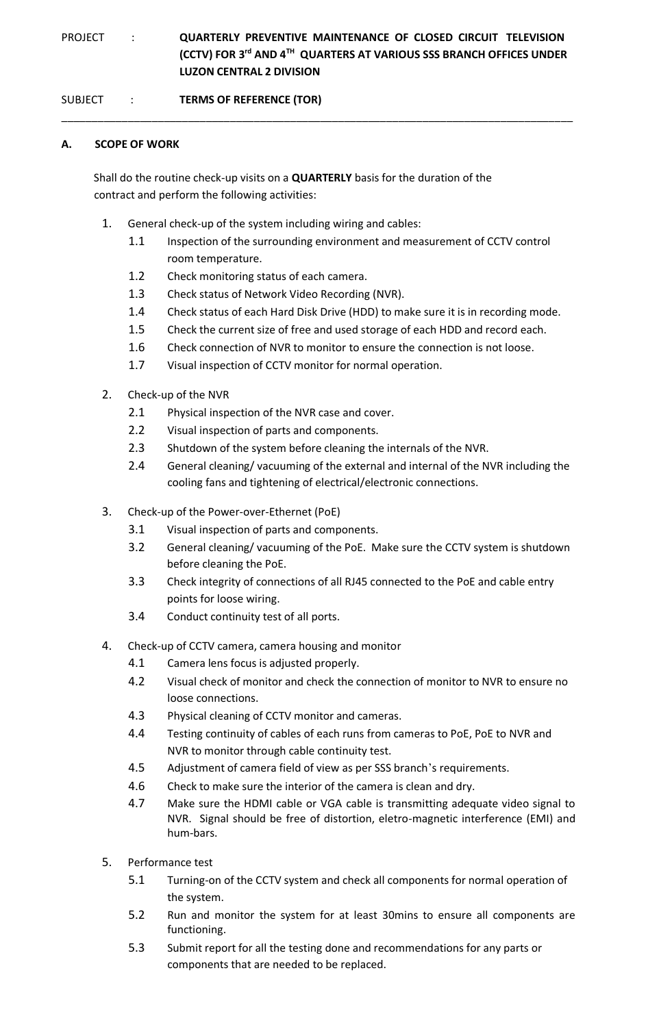PROJECT : **QUARTERLY PREVENTIVE MAINTENANCE OF CLOSED CIRCUIT TELEVISION (CCTV) FOR 3rd AND 4TH QUARTERS AT VARIOUS SSS BRANCH OFFICES UNDER LUZON CENTRAL 2 DIVISION**

SUBJECT : **TERMS OF REFERENCE (TOR)**

---

## A. SCOPE OF WORK

Shall do the routine check-up visits on a **QUARTERLY** basis for the duration of the contract and perform the following activities:

1. General check-up of the system including wiring and cables:
   - 1.1 Inspection of the surrounding environment and measurement of CCTV control room temperature.
   - 1.2 Check monitoring status of each camera.
   - 1.3 Check status of Network Video Recording (NVR).
   - 1.4 Check status of each Hard Disk Drive (HDD) to make sure it is in recording mode.
   - 1.5 Check the current size of free and used storage of each HDD and record each.
   - 1.6 Check connection of NVR to monitor to ensure the connection is not loose.
   - 1.7 Visual inspection of CCTV monitor for normal operation.

2. Check-up of the NVR
   - 2.1 Physical inspection of the NVR case and cover.
   - 2.2 Visual inspection of parts and components.
   - 2.3 Shutdown of the system before cleaning the internals of the NVR.
   - 2.4 General cleaning/ vacuuming of the external and internal of the NVR including the cooling fans and tightening of electrical/electronic connections.

3. Check-up of the Power-over-Ethernet (PoE)
   - 3.1 Visual inspection of parts and components.
   - 3.2 General cleaning/ vacuuming of the PoE. Make sure the CCTV system is shutdown before cleaning the PoE.
   - 3.3 Check integrity of connections of all RJ45 connected to the PoE and cable entry points for loose wiring.
   - 3.4 Conduct continuity test of all ports.

4. Check-up of CCTV camera, camera housing and monitor
   - 4.1 Camera lens focus is adjusted properly.
   - 4.2 Visual check of monitor and check the connection of monitor to NVR to ensure no loose connections.
   - 4.3 Physical cleaning of CCTV monitor and cameras.
   - 4.4 Testing continuity of cables of each runs from cameras to PoE, PoE to NVR and NVR to monitor through cable continuity test.
   - 4.5 Adjustment of camera field of view as per SSS branch's requirements.
   - 4.6 Check to make sure the interior of the camera is clean and dry.
   - 4.7 Make sure the HDMI cable or VGA cable is transmitting adequate video signal to NVR. Signal should be free of distortion, eletro-magnetic interference (EMI) and hum-bars.

5. Performance test
   - 5.1 Turning-on of the CCTV system and check all components for normal operation of the system.
   - 5.2 Run and monitor the system for at least 30mins to ensure all components are functioning.
   - 5.3 Submit report for all the testing done and recommendations for any parts or components that are needed to be replaced.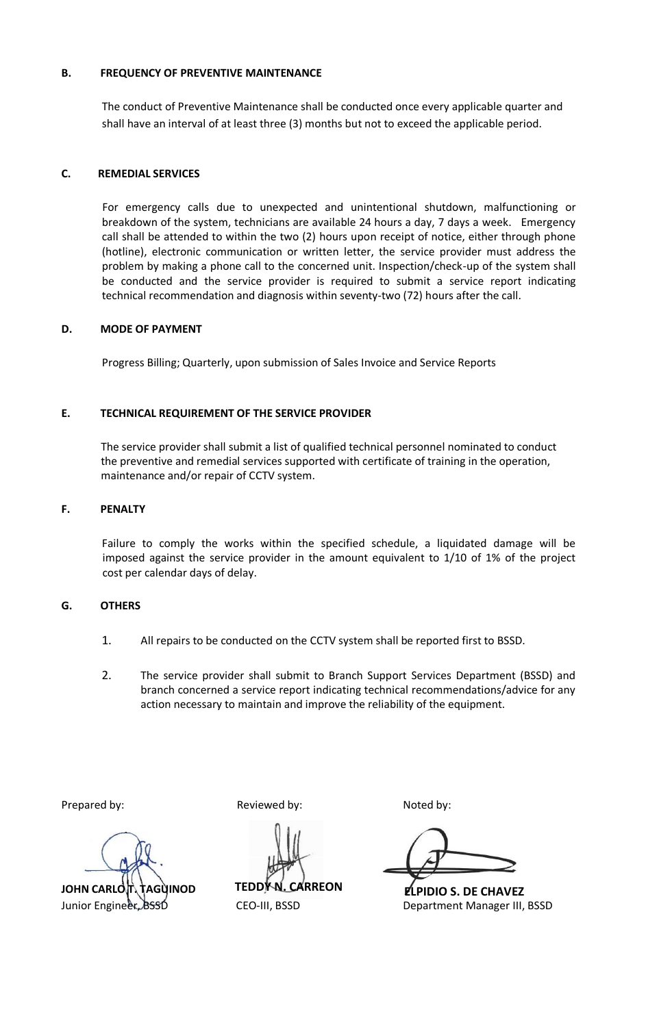**B. FREQUENCY OF PREVENTIVE MAINTENANCE**

The conduct of Preventive Maintenance shall be conducted once every applicable quarter and shall have an interval of at least three (3) months but not to exceed the applicable period.

**C. REMEDIAL SERVICES**

For emergency calls due to unexpected and unintentional shutdown, malfunctioning or breakdown of the system, technicians are available 24 hours a day, 7 days a week. Emergency call shall be attended to within the two (2) hours upon receipt of notice, either through phone (hotline), electronic communication or written letter, the service provider must address the problem by making a phone call to the concerned unit. Inspection/check-up of the system shall be conducted and the service provider is required to submit a service report indicating technical recommendation and diagnosis within seventy-two (72) hours after the call.

**D. MODE OF PAYMENT**

Progress Billing; Quarterly, upon submission of Sales Invoice and Service Reports

**E. TECHNICAL REQUIREMENT OF THE SERVICE PROVIDER**

The service provider shall submit a list of qualified technical personnel nominated to conduct the preventive and remedial services supported with certificate of training in the operation, maintenance and/or repair of CCTV system.

**F. PENALTY**

Failure to comply the works within the specified schedule, a liquidated damage will be imposed against the service provider in the amount equivalent to 1/10 of 1% of the project cost per calendar days of delay.

**G. OTHERS**

1. All repairs to be conducted on the CCTV system shall be reported first to BSSD.
2. The service provider shall submit to Branch Support Services Department (BSSD) and branch concerned a service report indicating technical recommendations/advice for any action necessary to maintain and improve the reliability of the equipment.

| Prepared by: | Reviewed by: | Noted by: |
|---|---|---|
| **JOHN CARLO T. TAGUINOD** | **TEDDY N. CARREON** | **ELPIDIO S. DE CHAVEZ** |
| Junior Engineer, BSSD | CEO-III, BSSD | Department Manager III, BSSD |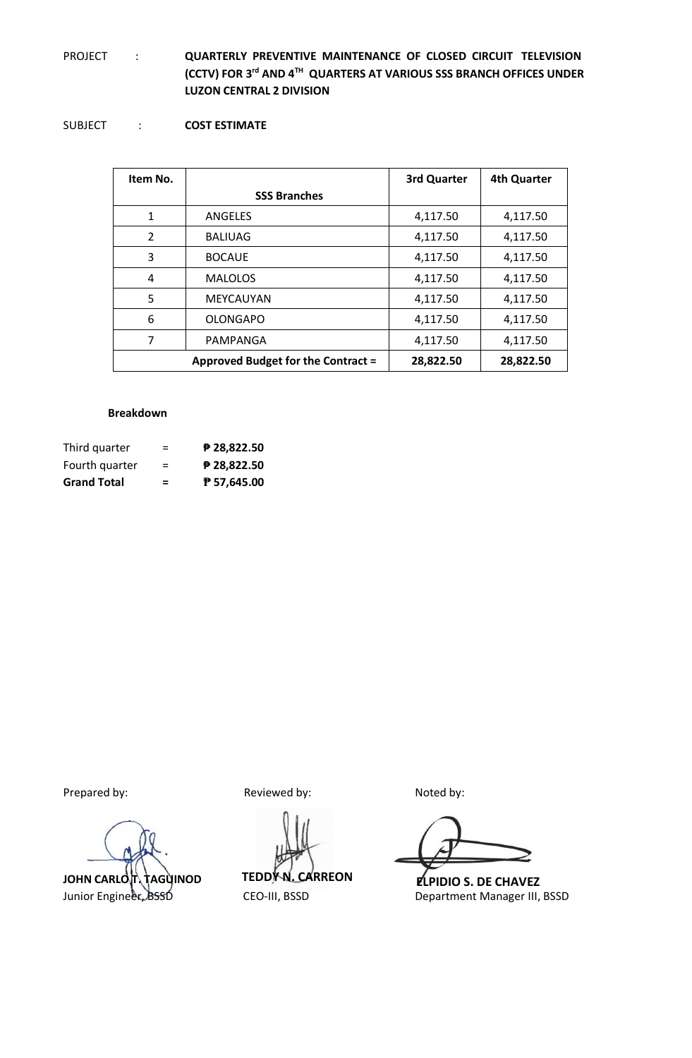PROJECT : **QUARTERLY PREVENTIVE MAINTENANCE OF CLOSED CIRCUIT TELEVISION (CCTV) FOR 3rd AND 4TH QUARTERS AT VARIOUS SSS BRANCH OFFICES UNDER LUZON CENTRAL 2 DIVISION**

SUBJECT : **COST ESTIMATE**

| Item No. | SSS Branches | 3rd Quarter | 4th Quarter |
|---|---|---|---|
| 1 | ANGELES | 4,117.50 | 4,117.50 |
| 2 | BALIUAG | 4,117.50 | 4,117.50 |
| 3 | BOCAUE | 4,117.50 | 4,117.50 |
| 4 | MALOLOS | 4,117.50 | 4,117.50 |
| 5 | MEYCAUYAN | 4,117.50 | 4,117.50 |
| 6 | OLONGAPO | 4,117.50 | 4,117.50 |
| 7 | PAMPANGA | 4,117.50 | 4,117.50 |
| **Approved Budget for the Contract =** | | **28,822.50** | **28,822.50** |

**Breakdown**

Third quarter = **₱ 28,822.50**
Fourth quarter = **₱ 28,822.50**
**Grand Total = ₱ 57,645.00**

Prepared by:

**JOHN CARLO T. TAGUINOD**
Junior Engineer, BSSD

Reviewed by:

**TEDDY N. CARREON**
CEO-III, BSSD

Noted by:

**ELPIDIO S. DE CHAVEZ**
Department Manager III, BSSD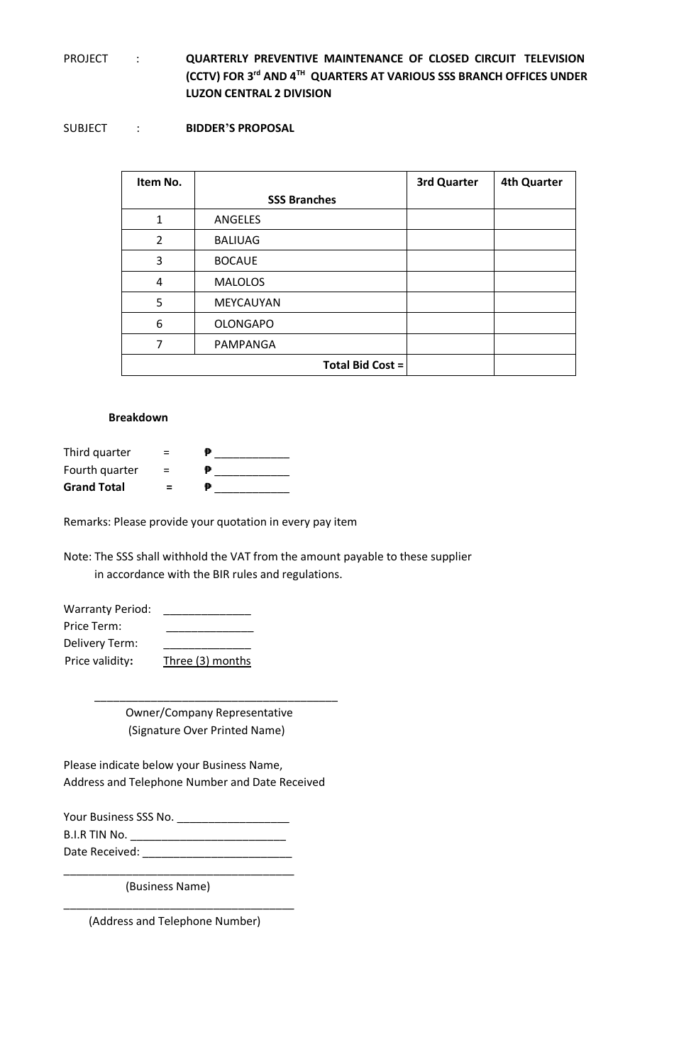PROJECT : **QUARTERLY PREVENTIVE MAINTENANCE OF CLOSED CIRCUIT TELEVISION (CCTV) FOR 3rd AND 4TH QUARTERS AT VARIOUS SSS BRANCH OFFICES UNDER LUZON CENTRAL 2 DIVISION**

SUBJECT : **BIDDER'S PROPOSAL**

| Item No. | SSS Branches | 3rd Quarter | 4th Quarter |
|---|---|---|---|
| 1 | ANGELES | | |
| 2 | BALIUAG | | |
| 3 | BOCAUE | | |
| 4 | MALOLOS | | |
| 5 | MEYCAUYAN | | |
| 6 | OLONGAPO | | |
| 7 | PAMPANGA | | |
| | **Total Bid Cost =** | | |

**Breakdown**

Third quarter = ₱ ____________
Fourth quarter = ₱ ____________
**Grand Total** = ₱ ____________

Remarks: Please provide your quotation in every pay item

Note: The SSS shall withhold the VAT from the amount payable to these supplier in accordance with the BIR rules and regulations.

Warranty Period: ______________
Price Term: ______________
Delivery Term: ______________
Price validity**:** Three (3) months

_________________________________________
Owner/Company Representative
(Signature Over Printed Name)

Please indicate below your Business Name,
Address and Telephone Number and Date Received

Your Business SSS No. __________________
B.I.R TIN No. _________________________
Date Received: ________________________

_______________________________________
(Business Name)

_______________________________________
(Address and Telephone Number)